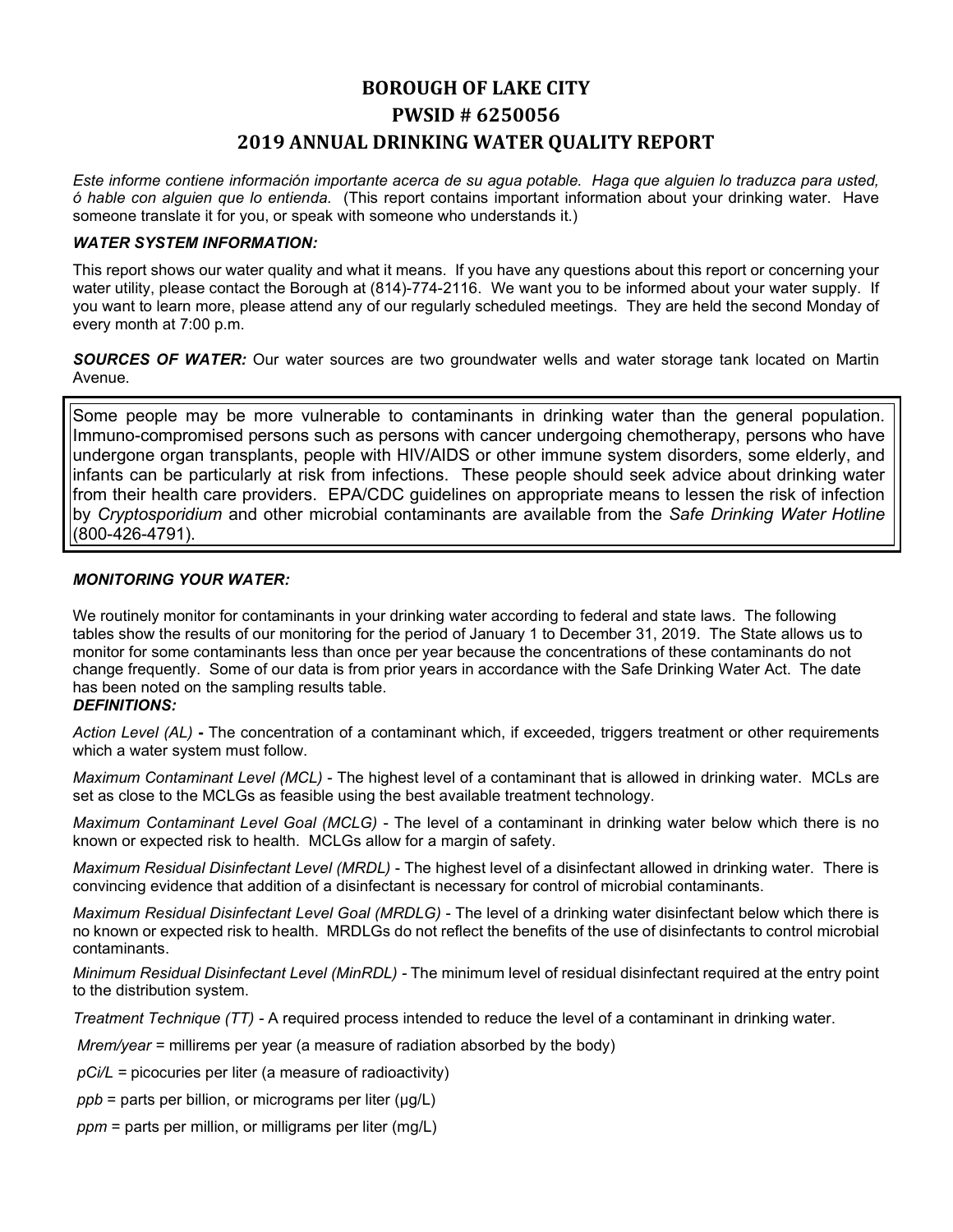# BOROUGH OF LAKE CITY
# PWSID # 6250056
# 2019 ANNUAL DRINKING WATER QUALITY REPORT

*Este informe contiene información importante acerca de su agua potable. Haga que alguien lo traduzca para usted, ó hable con alguien que lo entienda.* (This report contains important information about your drinking water. Have someone translate it for you, or speak with someone who understands it.)

***WATER SYSTEM INFORMATION:***

This report shows our water quality and what it means. If you have any questions about this report or concerning your water utility, please contact the Borough at (814)-774-2116. We want you to be informed about your water supply. If you want to learn more, please attend any of our regularly scheduled meetings. They are held the second Monday of every month at 7:00 p.m.

***SOURCES OF WATER:*** Our water sources are two groundwater wells and water storage tank located on Martin Avenue.

Some people may be more vulnerable to contaminants in drinking water than the general population. Immuno-compromised persons such as persons with cancer undergoing chemotherapy, persons who have undergone organ transplants, people with HIV/AIDS or other immune system disorders, some elderly, and infants can be particularly at risk from infections. These people should seek advice about drinking water from their health care providers. EPA/CDC guidelines on appropriate means to lessen the risk of infection by *Cryptosporidium* and other microbial contaminants are available from the *Safe Drinking Water Hotline* (800-426-4791).

***MONITORING YOUR WATER:***

We routinely monitor for contaminants in your drinking water according to federal and state laws. The following tables show the results of our monitoring for the period of January 1 to December 31, 2019. The State allows us to monitor for some contaminants less than once per year because the concentrations of these contaminants do not change frequently. Some of our data is from prior years in accordance with the Safe Drinking Water Act. The date has been noted on the sampling results table.

***DEFINITIONS:***

*Action Level (AL)* **-** The concentration of a contaminant which, if exceeded, triggers treatment or other requirements which a water system must follow.

*Maximum Contaminant Level (MCL)* - The highest level of a contaminant that is allowed in drinking water. MCLs are set as close to the MCLGs as feasible using the best available treatment technology.

*Maximum Contaminant Level Goal (MCLG)* - The level of a contaminant in drinking water below which there is no known or expected risk to health. MCLGs allow for a margin of safety.

*Maximum Residual Disinfectant Level (MRDL)* - The highest level of a disinfectant allowed in drinking water. There is convincing evidence that addition of a disinfectant is necessary for control of microbial contaminants.

*Maximum Residual Disinfectant Level Goal (MRDLG)* - The level of a drinking water disinfectant below which there is no known or expected risk to health. MRDLGs do not reflect the benefits of the use of disinfectants to control microbial contaminants.

*Minimum Residual Disinfectant Level (MinRDL)* - The minimum level of residual disinfectant required at the entry point to the distribution system.

*Treatment Technique (TT)* - A required process intended to reduce the level of a contaminant in drinking water.

*Mrem/year* = millirems per year (a measure of radiation absorbed by the body)

*pCi/L* = picocuries per liter (a measure of radioactivity)

*ppb* = parts per billion, or micrograms per liter (µg/L)

*ppm* = parts per million, or milligrams per liter (mg/L)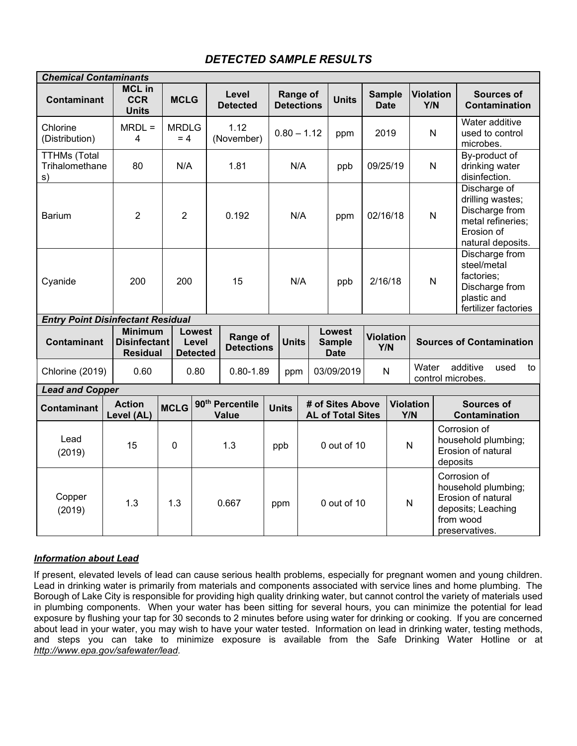## DETECTED SAMPLE RESULTS

| ***Chemical Contaminants*** | | | | | | | | |
|---|---|---|---|---|---|---|---|---|
| **Contaminant** | **MCL in CCR Units** | **MCLG** | **Level Detected** | **Range of Detections** | **Units** | **Sample Date** | **Violation Y/N** | **Sources of Contamination** |
| Chlorine (Distribution) | MRDL = 4 | MRDLG = 4 | 1.12 (November) | 0.80 – 1.12 | ppm | 2019 | N | Water additive used to control microbes. |
| TTHMs (Total Trihalomethanes) | 80 | N/A | 1.81 | N/A | ppb | 09/25/19 | N | By-product of drinking water disinfection. |
| Barium | 2 | 2 | 0.192 | N/A | ppm | 02/16/18 | N | Discharge of drilling wastes; Discharge from metal refineries; Erosion of natural deposits. |
| Cyanide | 200 | 200 | 15 | N/A | ppb | 2/16/18 | N | Discharge from steel/metal factories; Discharge from plastic and fertilizer factories |

| ***Entry Point Disinfectant Residual*** | | | | | | | |
|---|---|---|---|---|---|---|---|
| **Contaminant** | **Minimum Disinfectant Residual** | **Lowest Level Detected** | **Range of Detections** | **Units** | **Lowest Sample Date** | **Violation Y/N** | **Sources of Contamination** |
| Chlorine (2019) | 0.60 | 0.80 | 0.80-1.89 | ppm | 03/09/2019 | N | Water additive used to control microbes. |

| ***Lead and Copper*** | | | | | | | |
|---|---|---|---|---|---|---|---|
| **Contaminant** | **Action Level (AL)** | **MCLG** | **90th Percentile Value** | **Units** | **# of Sites Above AL of Total Sites** | **Violation Y/N** | **Sources of Contamination** |
| Lead (2019) | 15 | 0 | 1.3 | ppb | 0 out of 10 | N | Corrosion of household plumbing; Erosion of natural deposits |
| Copper (2019) | 1.3 | 1.3 | 0.667 | ppm | 0 out of 10 | N | Corrosion of household plumbing; Erosion of natural deposits; Leaching from wood preservatives. |

***Information about Lead***

If present, elevated levels of lead can cause serious health problems, especially for pregnant women and young children. Lead in drinking water is primarily from materials and components associated with service lines and home plumbing. The Borough of Lake City is responsible for providing high quality drinking water, but cannot control the variety of materials used in plumbing components. When your water has been sitting for several hours, you can minimize the potential for lead exposure by flushing your tap for 30 seconds to 2 minutes before using water for drinking or cooking. If you are concerned about lead in your water, you may wish to have your water tested. Information on lead in drinking water, testing methods, and steps you can take to minimize exposure is available from the Safe Drinking Water Hotline or at *http://www.epa.gov/safewater/lead*.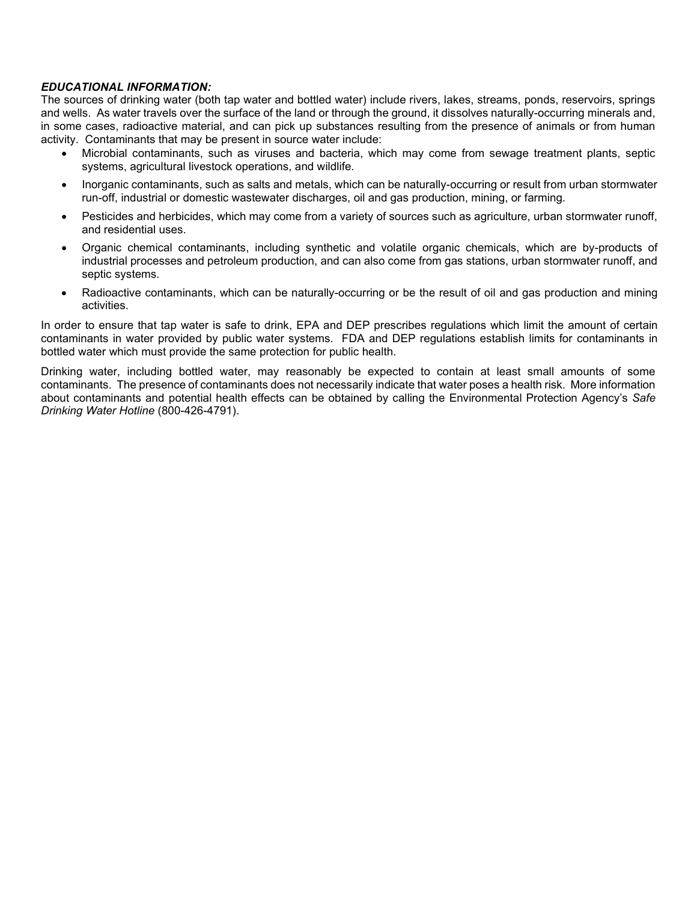***EDUCATIONAL INFORMATION:***

The sources of drinking water (both tap water and bottled water) include rivers, lakes, streams, ponds, reservoirs, springs and wells. As water travels over the surface of the land or through the ground, it dissolves naturally-occurring minerals and, in some cases, radioactive material, and can pick up substances resulting from the presence of animals or from human activity. Contaminants that may be present in source water include:

- Microbial contaminants, such as viruses and bacteria, which may come from sewage treatment plants, septic systems, agricultural livestock operations, and wildlife.
- Inorganic contaminants, such as salts and metals, which can be naturally-occurring or result from urban stormwater run-off, industrial or domestic wastewater discharges, oil and gas production, mining, or farming.
- Pesticides and herbicides, which may come from a variety of sources such as agriculture, urban stormwater runoff, and residential uses.
- Organic chemical contaminants, including synthetic and volatile organic chemicals, which are by-products of industrial processes and petroleum production, and can also come from gas stations, urban stormwater runoff, and septic systems.
- Radioactive contaminants, which can be naturally-occurring or be the result of oil and gas production and mining activities.

In order to ensure that tap water is safe to drink, EPA and DEP prescribes regulations which limit the amount of certain contaminants in water provided by public water systems. FDA and DEP regulations establish limits for contaminants in bottled water which must provide the same protection for public health.

Drinking water, including bottled water, may reasonably be expected to contain at least small amounts of some contaminants. The presence of contaminants does not necessarily indicate that water poses a health risk. More information about contaminants and potential health effects can be obtained by calling the Environmental Protection Agency's *Safe Drinking Water Hotline* (800-426-4791).